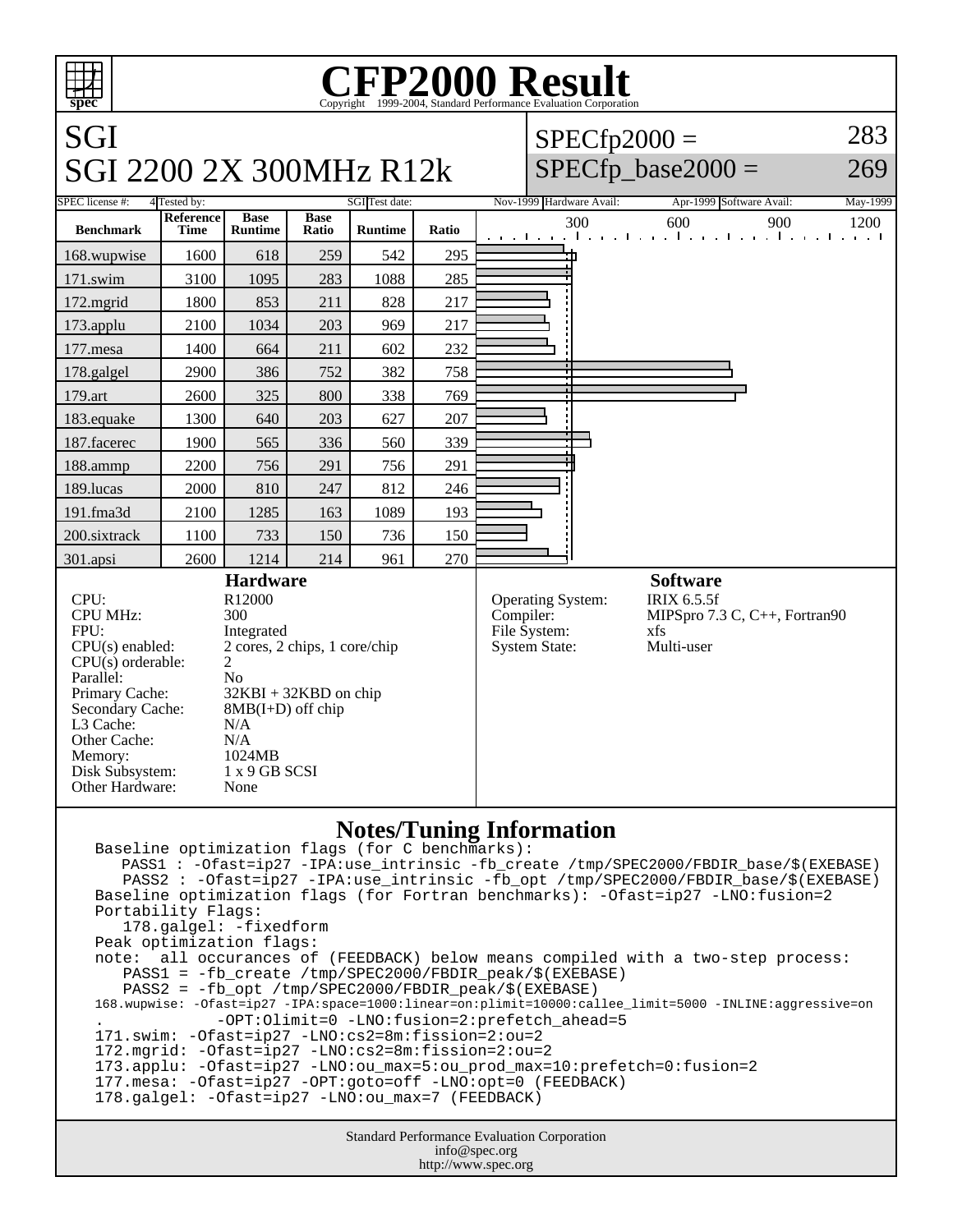# CFP2000 Result

Copyright 1999-2004, Standard Performance Evaluation Corporation

## SGI
## SGI 2200 2X 300MHz R12k

SPECfp2000 = 283

SPECfp_base2000 = 269

| SPEC license #: | 4 | Tested by: | SGI | Test date: | Nov-1999 | Hardware Avail: | Apr-1999 | Software Avail: | May-1999 |
|---|---|---|---|---|---|---|---|---|---|

| Benchmark | Reference Time | Base Runtime | Base Ratio | Runtime | Ratio |
|---|---|---|---|---|---|
| 168.wupwise | 1600 | 618 | 259 | 542 | 295 |
| 171.swim | 3100 | 1095 | 283 | 1088 | 285 |
| 172.mgrid | 1800 | 853 | 211 | 828 | 217 |
| 173.applu | 2100 | 1034 | 203 | 969 | 217 |
| 177.mesa | 1400 | 664 | 211 | 602 | 232 |
| 178.galgel | 2900 | 386 | 752 | 382 | 758 |
| 179.art | 2600 | 325 | 800 | 338 | 769 |
| 183.equake | 1300 | 640 | 203 | 627 | 207 |
| 187.facerec | 1900 | 565 | 336 | 560 | 339 |
| 188.ammp | 2200 | 756 | 291 | 756 | 291 |
| 189.lucas | 2000 | 810 | 247 | 812 | 246 |
| 191.fma3d | 2100 | 1285 | 163 | 1089 | 193 |
| 200.sixtrack | 1100 | 733 | 150 | 736 | 150 |
| 301.apsi | 2600 | 1214 | 214 | 961 | 270 |

### Hardware

| | |
|---|---|
| CPU: | R12000 |
| CPU MHz: | 300 |
| FPU: | Integrated |
| CPU(s) enabled: | 2 cores, 2 chips, 1 core/chip |
| CPU(s) orderable: | 2 |
| Parallel: | No |
| Primary Cache: | 32KBI + 32KBD on chip |
| Secondary Cache: | 8MB(I+D) off chip |
| L3 Cache: | N/A |
| Other Cache: | N/A |
| Memory: | 1024MB |
| Disk Subsystem: | 1 x 9 GB SCSI |
| Other Hardware: | None |

### Software

| | |
|---|---|
| Operating System: | IRIX 6.5.5f |
| Compiler: | MIPSpro 7.3 C, C++, Fortran90 |
| File System: | xfs |
| System State: | Multi-user |

### Notes/Tuning Information

```
Baseline optimization flags (for C benchmarks):
   PASS1 : -Ofast=ip27 -IPA:use_intrinsic -fb_create /tmp/SPEC2000/FBDIR_base/$(EXEBASE)
   PASS2 : -Ofast=ip27 -IPA:use_intrinsic -fb_opt /tmp/SPEC2000/FBDIR_base/$(EXEBASE)
Baseline optimization flags (for Fortran benchmarks): -Ofast=ip27 -LNO:fusion=2
Portability Flags:
   178.galgel: -fixedform
Peak optimization flags:
note:  all occurances of (FEEDBACK) below means compiled with a two-step process:
   PASS1 = -fb_create /tmp/SPEC2000/FBDIR_peak/$(EXEBASE)
   PASS2 = -fb_opt /tmp/SPEC2000/FBDIR_peak/$(EXEBASE)
168.wupwise: -Ofast=ip27 -IPA:space=1000:linear=on:plimit=10000:callee_limit=5000 -INLINE:aggressive=on
.            -OPT:Olimit=0 -LNO:fusion=2:prefetch_ahead=5
171.swim: -Ofast=ip27 -LNO:cs2=8m:fission=2:ou=2
172.mgrid: -Ofast=ip27 -LNO:cs2=8m:fission=2:ou=2
173.applu: -Ofast=ip27 -LNO:ou_max=5:ou_prod_max=10:prefetch=0:fusion=2
177.mesa: -Ofast=ip27 -OPT:goto=off -LNO:opt=0 (FEEDBACK)
178.galgel: -Ofast=ip27 -LNO:ou_max=7 (FEEDBACK)
```

Standard Performance Evaluation Corporation
info@spec.org
http://www.spec.org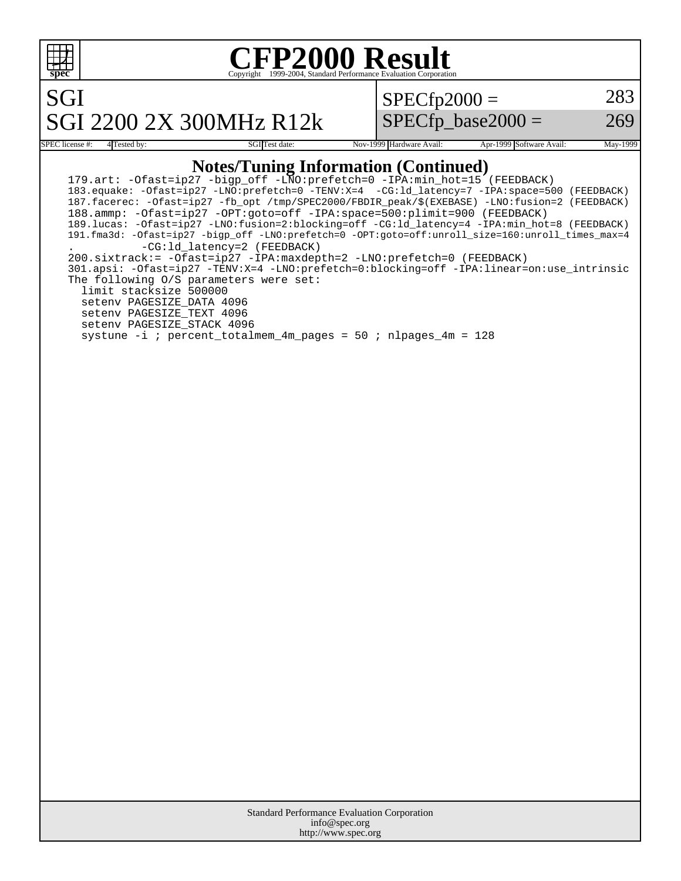# CFP2000 Result

Copyright 1999-2004, Standard Performance Evaluation Corporation

SGI
SGI 2200 2X 300MHz R12k

SPECfp2000 = 283
SPECfp_base2000 = 269

| SPEC license #: | 4 | Tested by: | SGI | Test date: | Nov-1999 | Hardware Avail: | Apr-1999 | Software Avail: | May-1999 |
|---|---|---|---|---|---|---|---|---|---|

## Notes/Tuning Information (Continued)

```
179.art: -Ofast=ip27 -bigp_off -LNO:prefetch=0 -IPA:min_hot=15 (FEEDBACK)
183.equake: -Ofast=ip27 -LNO:prefetch=0 -TENV:X=4  -CG:ld_latency=7 -IPA:space=500 (FEEDBACK)
187.facerec: -Ofast=ip27 -fb_opt /tmp/SPEC2000/FBDIR_peak/$(EXEBASE) -LNO:fusion=2 (FEEDBACK)
188.ammp: -Ofast=ip27 -OPT:goto=off -IPA:space=500:plimit=900 (FEEDBACK)
189.lucas: -Ofast=ip27 -LNO:fusion=2:blocking=off -CG:ld_latency=4 -IPA:min_hot=8 (FEEDBACK)
191.fma3d: -Ofast=ip27 -bigp_off -LNO:prefetch=0 -OPT:goto=off:unroll_size=160:unroll_times_max=4
.          -CG:ld_latency=2 (FEEDBACK)
200.sixtrack:= -Ofast=ip27 -IPA:maxdepth=2 -LNO:prefetch=0 (FEEDBACK)
301.apsi: -Ofast=ip27 -TENV:X=4 -LNO:prefetch=0:blocking=off -IPA:linear=on:use_intrinsic
The following O/S parameters were set:
  limit stacksize 500000
  setenv PAGESIZE_DATA 4096
  setenv PAGESIZE_TEXT 4096
  setenv PAGESIZE_STACK 4096
  systune -i ; percent_totalmem_4m_pages = 50 ; nlpages_4m = 128
```

Standard Performance Evaluation Corporation
info@spec.org
http://www.spec.org